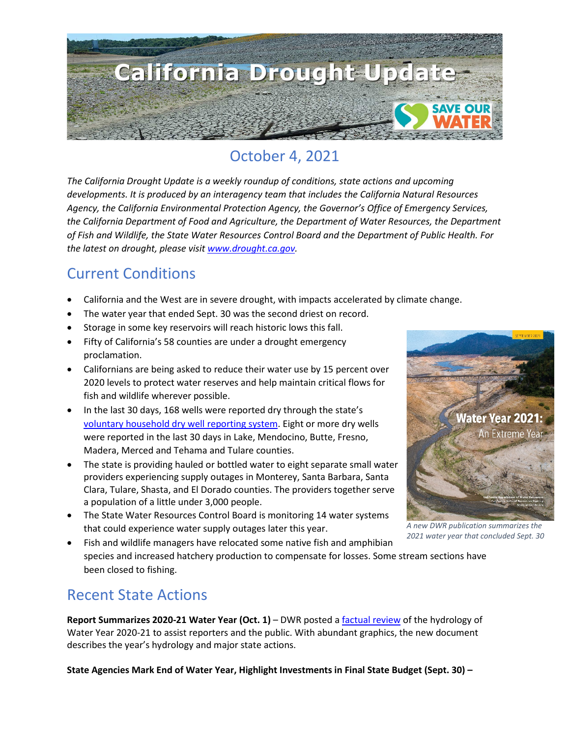# California Drought Update

## October 4, 2021

*The California Drought Update is a weekly roundup of conditions, state actions and upcoming developments. It is produced by an interagency team that includes the California Natural Resources Agency, the California Environmental Protection Agency, the Governor's Office of Emergency Services, the California Department of Food and Agriculture, the Department of Water Resources, the Department of Fish and Wildlife, the State Water Resources Control Board and the Department of Public Health. For the latest on drought, please visit [www.drought.ca.gov](www.drought.ca.gov).*

## Current Conditions

- California and the West are in severe drought, with impacts accelerated by climate change.
- The water year that ended Sept. 30 was the second driest on record.
- Storage in some key reservoirs will reach historic lows this fall.
- Fifty of California's 58 counties are under a drought emergency proclamation.
- Californians are being asked to reduce their water use by 15 percent over 2020 levels to protect water reserves and help maintain critical flows for fish and wildlife wherever possible.
- In the last 30 days, 168 wells were reported dry through the state's voluntary household dry well reporting system. Eight or more dry wells were reported in the last 30 days in Lake, Mendocino, Butte, Fresno, Madera, Merced and Tehama and Tulare counties.
- The state is providing hauled or bottled water to eight separate small water providers experiencing supply outages in Monterey, Santa Barbara, Santa Clara, Tulare, Shasta, and El Dorado counties. The providers together serve a population of a little under 3,000 people.
- The State Water Resources Control Board is monitoring 14 water systems that could experience water supply outages later this year.
- Fish and wildlife managers have relocated some native fish and amphibian species and increased hatchery production to compensate for losses. Some stream sections have been closed to fishing.

*A new DWR publication summarizes the 2021 water year that concluded Sept. 30*

## Recent State Actions

**Report Summarizes 2020-21 Water Year (Oct. 1)** – DWR posted a factual review of the hydrology of Water Year 2020-21 to assist reporters and the public. With abundant graphics, the new document describes the year's hydrology and major state actions.

**State Agencies Mark End of Water Year, Highlight Investments in Final State Budget (Sept. 30) –**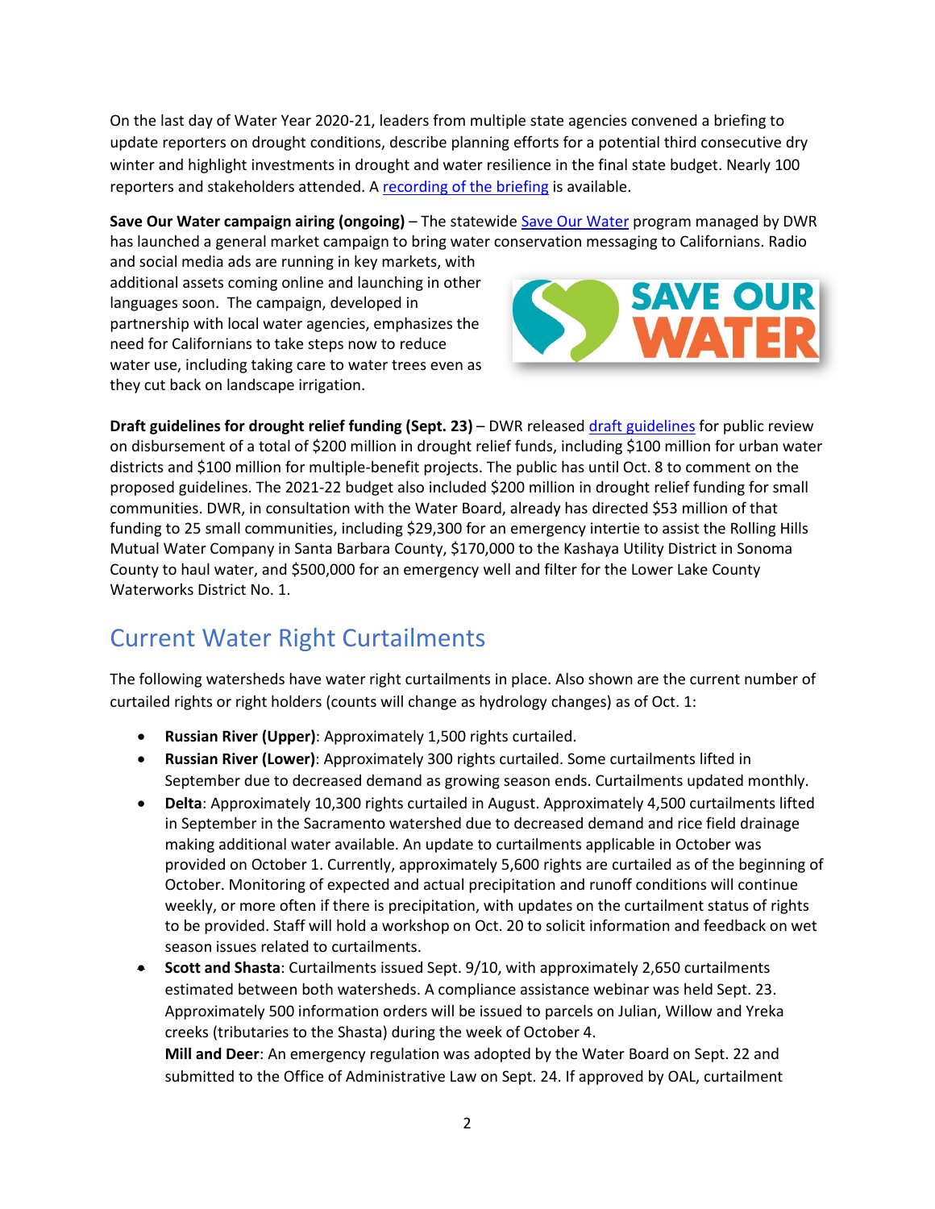On the last day of Water Year 2020-21, leaders from multiple state agencies convened a briefing to update reporters on drought conditions, describe planning efforts for a potential third consecutive dry winter and highlight investments in drought and water resilience in the final state budget. Nearly 100 reporters and stakeholders attended. A recording of the briefing is available.

**Save Our Water campaign airing (ongoing)** – The statewide Save Our Water program managed by DWR has launched a general market campaign to bring water conservation messaging to Californians. Radio and social media ads are running in key markets, with additional assets coming online and launching in other languages soon. The campaign, developed in partnership with local water agencies, emphasizes the need for Californians to take steps now to reduce water use, including taking care to water trees even as they cut back on landscape irrigation.

**Draft guidelines for drought relief funding (Sept. 23)** – DWR released draft guidelines for public review on disbursement of a total of $200 million in drought relief funds, including $100 million for urban water districts and $100 million for multiple-benefit projects. The public has until Oct. 8 to comment on the proposed guidelines. The 2021-22 budget also included $200 million in drought relief funding for small communities. DWR, in consultation with the Water Board, already has directed $53 million of that funding to 25 small communities, including $29,300 for an emergency intertie to assist the Rolling Hills Mutual Water Company in Santa Barbara County, $170,000 to the Kashaya Utility District in Sonoma County to haul water, and $500,000 for an emergency well and filter for the Lower Lake County Waterworks District No. 1.

## Current Water Right Curtailments

The following watersheds have water right curtailments in place. Also shown are the current number of curtailed rights or right holders (counts will change as hydrology changes) as of Oct. 1:

- **Russian River (Upper)**: Approximately 1,500 rights curtailed.
- **Russian River (Lower)**: Approximately 300 rights curtailed. Some curtailments lifted in September due to decreased demand as growing season ends. Curtailments updated monthly.
- **Delta**: Approximately 10,300 rights curtailed in August. Approximately 4,500 curtailments lifted in September in the Sacramento watershed due to decreased demand and rice field drainage making additional water available. An update to curtailments applicable in October was provided on October 1. Currently, approximately 5,600 rights are curtailed as of the beginning of October. Monitoring of expected and actual precipitation and runoff conditions will continue weekly, or more often if there is precipitation, with updates on the curtailment status of rights to be provided. Staff will hold a workshop on Oct. 20 to solicit information and feedback on wet season issues related to curtailments.
- **Scott and Shasta**: Curtailments issued Sept. 9/10, with approximately 2,650 curtailments estimated between both watersheds. A compliance assistance webinar was held Sept. 23. Approximately 500 information orders will be issued to parcels on Julian, Willow and Yreka creeks (tributaries to the Shasta) during the week of October 4.
  **Mill and Deer**: An emergency regulation was adopted by the Water Board on Sept. 22 and submitted to the Office of Administrative Law on Sept. 24. If approved by OAL, curtailment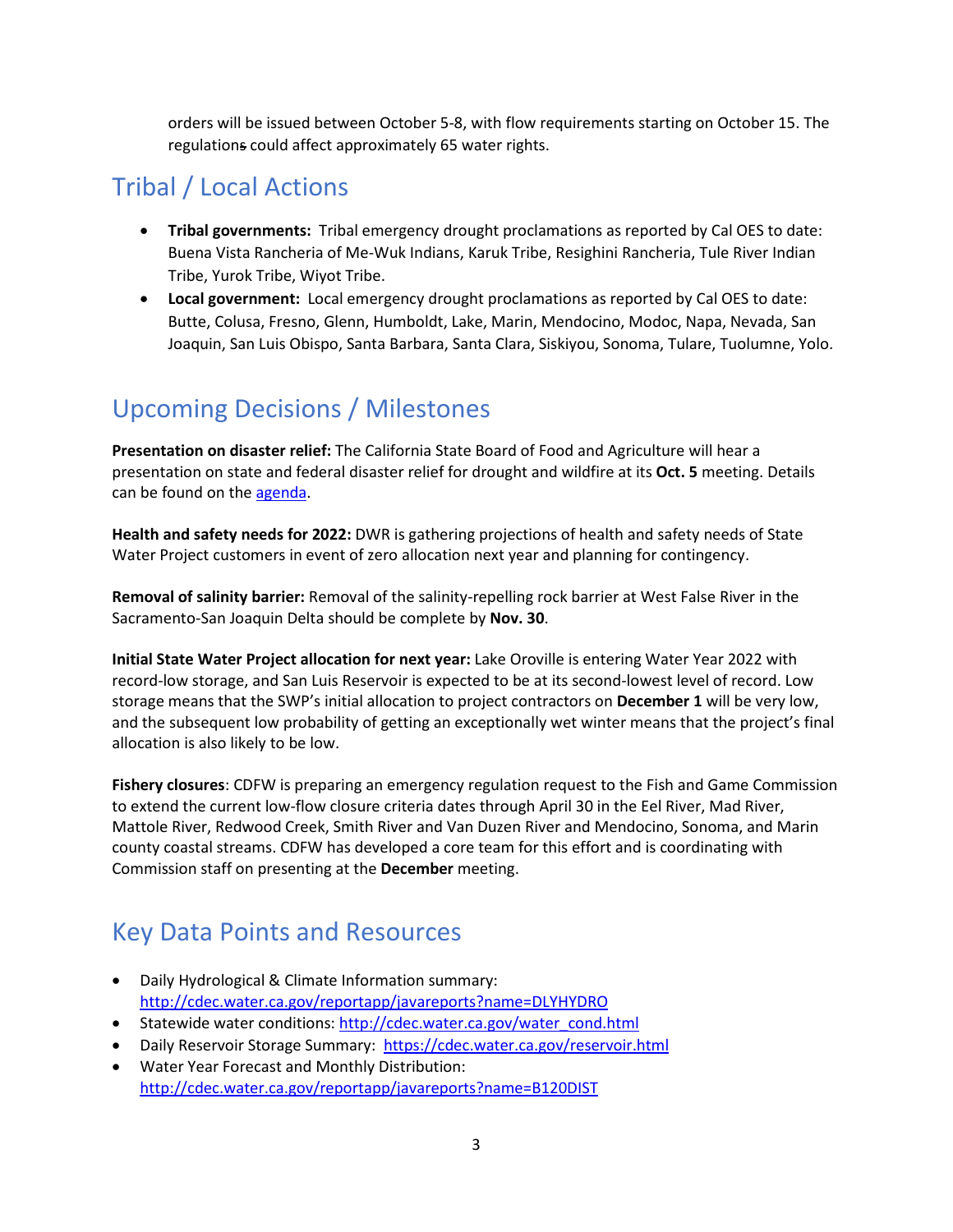orders will be issued between October 5-8, with flow requirements starting on October 15. The regulations could affect approximately 65 water rights.

## Tribal / Local Actions

- **Tribal governments:** Tribal emergency drought proclamations as reported by Cal OES to date: Buena Vista Rancheria of Me-Wuk Indians, Karuk Tribe, Resighini Rancheria, Tule River Indian Tribe, Yurok Tribe, Wiyot Tribe.
- **Local government:** Local emergency drought proclamations as reported by Cal OES to date: Butte, Colusa, Fresno, Glenn, Humboldt, Lake, Marin, Mendocino, Modoc, Napa, Nevada, San Joaquin, San Luis Obispo, Santa Barbara, Santa Clara, Siskiyou, Sonoma, Tulare, Tuolumne, Yolo.

## Upcoming Decisions / Milestones

**Presentation on disaster relief:** The California State Board of Food and Agriculture will hear a presentation on state and federal disaster relief for drought and wildfire at its **Oct. 5** meeting. Details can be found on the agenda.

**Health and safety needs for 2022:** DWR is gathering projections of health and safety needs of State Water Project customers in event of zero allocation next year and planning for contingency.

**Removal of salinity barrier:** Removal of the salinity-repelling rock barrier at West False River in the Sacramento-San Joaquin Delta should be complete by **Nov. 30**.

**Initial State Water Project allocation for next year:** Lake Oroville is entering Water Year 2022 with record-low storage, and San Luis Reservoir is expected to be at its second-lowest level of record. Low storage means that the SWP's initial allocation to project contractors on **December 1** will be very low, and the subsequent low probability of getting an exceptionally wet winter means that the project's final allocation is also likely to be low.

**Fishery closures**: CDFW is preparing an emergency regulation request to the Fish and Game Commission to extend the current low-flow closure criteria dates through April 30 in the Eel River, Mad River, Mattole River, Redwood Creek, Smith River and Van Duzen River and Mendocino, Sonoma, and Marin county coastal streams. CDFW has developed a core team for this effort and is coordinating with Commission staff on presenting at the **December** meeting.

## Key Data Points and Resources

- Daily Hydrological & Climate Information summary: http://cdec.water.ca.gov/reportapp/javareports?name=DLYHYDRO
- Statewide water conditions: http://cdec.water.ca.gov/water_cond.html
- Daily Reservoir Storage Summary: https://cdec.water.ca.gov/reservoir.html
- Water Year Forecast and Monthly Distribution: http://cdec.water.ca.gov/reportapp/javareports?name=B120DIST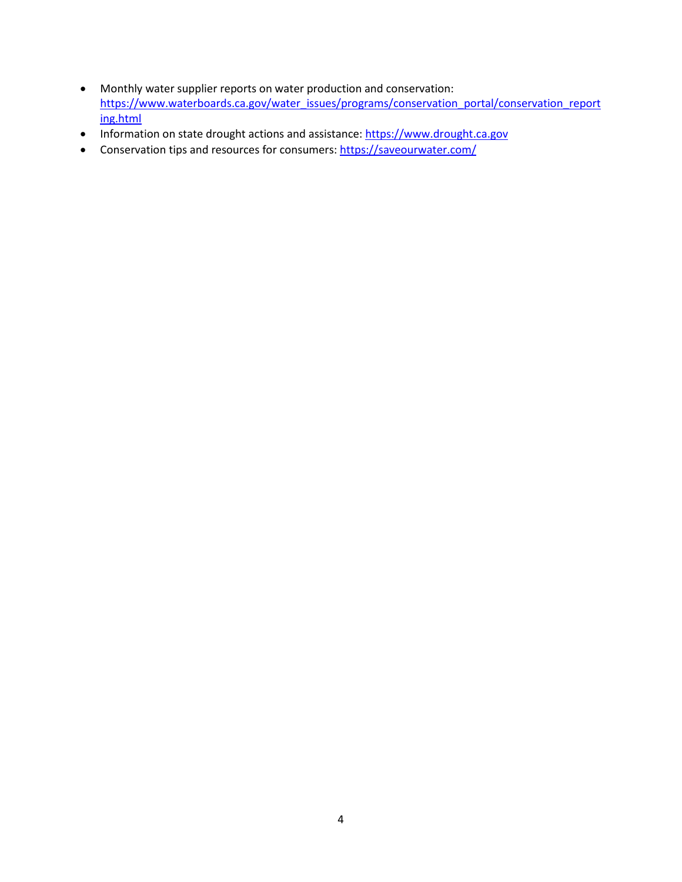- Monthly water supplier reports on water production and conservation: https://www.waterboards.ca.gov/water_issues/programs/conservation_portal/conservation_reporting.html
- Information on state drought actions and assistance: https://www.drought.ca.gov
- Conservation tips and resources for consumers: https://saveourwater.com/